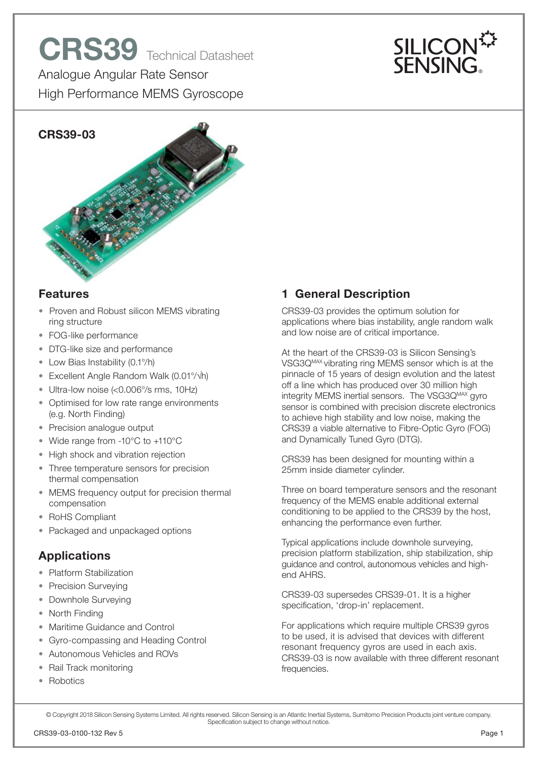# CRS39 Technical Datasheet

Analogue Angular Rate Sensor

High Performance MEMS Gyroscope

**CRS39-03**

## Features

- Proven and Robust silicon MEMS vibrating ring structure
- FOG-like performance
- DTG-like size and performance
- Low Bias Instability (0.1°/h)
- Excellent Angle Random Walk (0.01°/√h)
- Ultra-low noise (<0.006°/s rms, 10Hz)
- Optimised for low rate range environments (e.g. North Finding)
- Precision analogue output
- Wide range from -10°C to +110°C
- High shock and vibration rejection
- Three temperature sensors for precision thermal compensation
- MEMS frequency output for precision thermal compensation
- RoHS Compliant
- Packaged and unpackaged options

## Applications

- Platform Stabilization
- Precision Surveying
- Downhole Surveying
- North Finding
- Maritime Guidance and Control
- Gyro-compassing and Heading Control
- Autonomous Vehicles and ROVs
- Rail Track monitoring
- Robotics

## 1 General Description

CRS39-03 provides the optimum solution for applications where bias instability, angle random walk and low noise are of critical importance.

At the heart of the CRS39-03 is Silicon Sensing's VSG3Q[MAX] vibrating ring MEMS sensor which is at the pinnacle of 15 years of design evolution and the latest off a line which has produced over 30 million high integrity MEMS inertial sensors. The VSG3Q[MAX] gyro sensor is combined with precision discrete electronics to achieve high stability and low noise, making the CRS39 a viable alternative to Fibre-Optic Gyro (FOG) and Dynamically Tuned Gyro (DTG).

CRS39 has been designed for mounting within a 25mm inside diameter cylinder.

Three on board temperature sensors and the resonant frequency of the MEMS enable additional external conditioning to be applied to the CRS39 by the host, enhancing the performance even further.

Typical applications include downhole surveying, precision platform stabilization, ship stabilization, ship guidance and control, autonomous vehicles and high-end AHRS.

CRS39-03 supersedes CRS39-01. It is a higher specification, 'drop-in' replacement.

For applications which require multiple CRS39 gyros to be used, it is advised that devices with different resonant frequency gyros are used in each axis. CRS39-03 is now available with three different resonant frequencies.

© Copyright 2018 Silicon Sensing Systems Limited. All rights reserved. Silicon Sensing is an Atlantic Inertial Systems, Sumitomo Precision Products joint venture company. Specification subject to change without notice.

CRS39-03-0100-132 Rev 5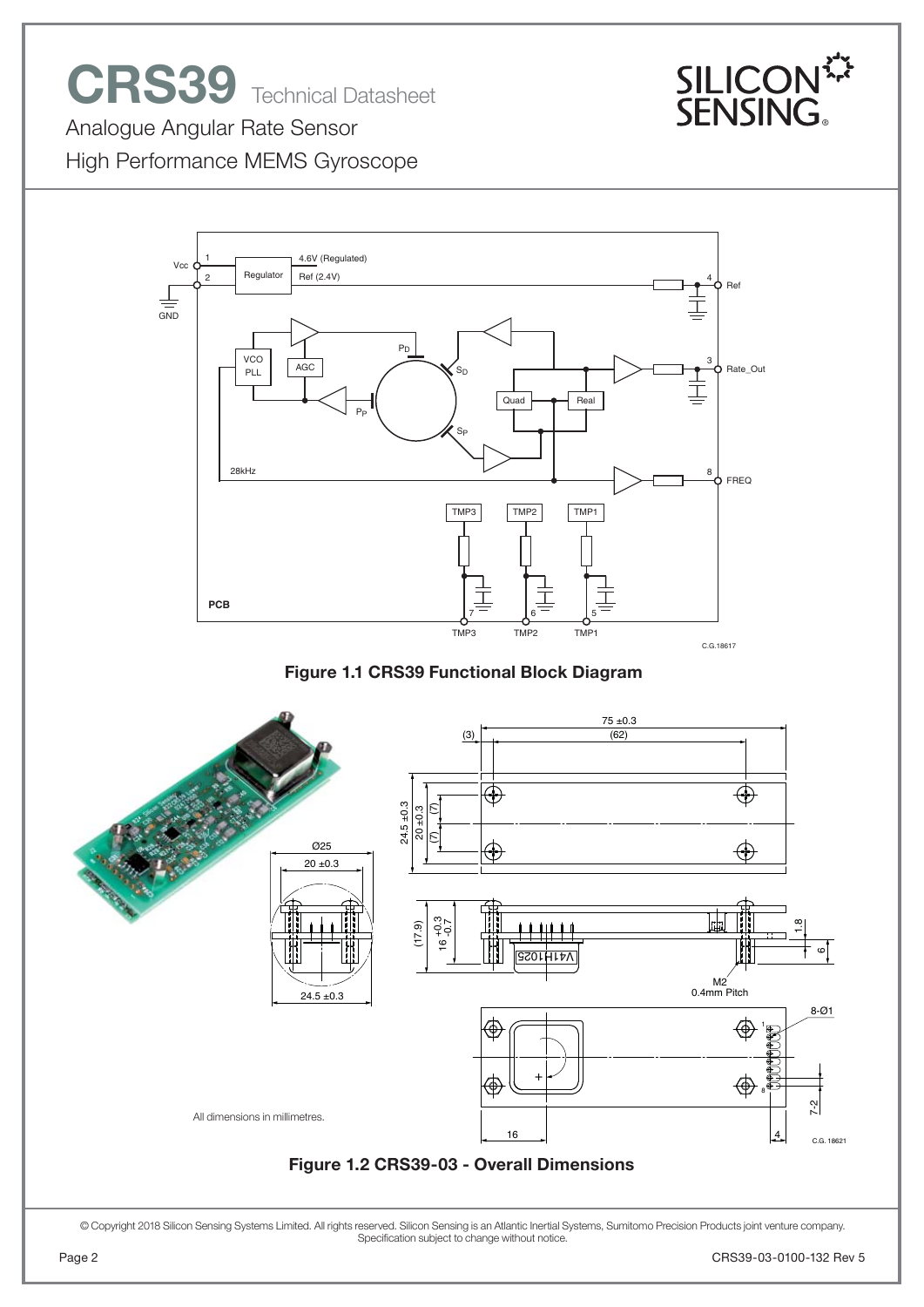Figure 1.1 CRS39 Functional Block Diagram

All dimensions in millimetres.

Figure 1.2 CRS39-03 - Overall Dimensions

© Copyright 2018 Silicon Sensing Systems Limited. All rights reserved. Silicon Sensing is an Atlantic Inertial Systems, Sumitomo Precision Products joint venture company. Specification subject to change without notice.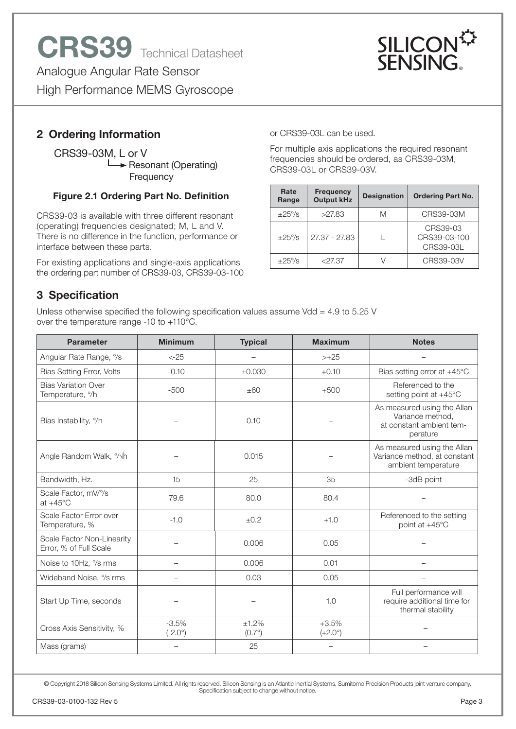## 2 Ordering Information

CRS39-03M, L or V
→ Resonant (Operating) Frequency

**Figure 2.1 Ordering Part No. Definition**

CRS39-03 is available with three different resonant (operating) frequencies designated; M, L and V. There is no difference in the function, performance or interface between these parts.

For existing applications and single-axis applications the ordering part number of CRS39-03, CRS39-03-100 or CRS39-03L can be used.

For multiple axis applications the required resonant frequencies should be ordered, as CRS39-03M, CRS39-03L or CRS39-03V.

| Rate Range | Frequency Output kHz | Designation | Ordering Part No. |
|---|---|---|---|
| ±25°/s | >27.83 | M | CRS39-03M |
| ±25°/s | 27.37 - 27.83 | L | CRS39-03<br>CRS39-03-100<br>CRS39-03L |
| ±25°/s | <27.37 | V | CRS39-03V |

## 3 Specification

Unless otherwise specified the following specification values assume Vdd = 4.9 to 5.25 V over the temperature range -10 to +110°C.

| Parameter | Minimum | Typical | Maximum | Notes |
|---|---|---|---|---|
| Angular Rate Range, °/s | <-25 | – | >+25 | – |
| Bias Setting Error, Volts | -0.10 | ±0.030 | +0.10 | Bias setting error at +45°C |
| Bias Variation Over Temperature, °/h | -500 | ±60 | +500 | Referenced to the setting point at +45°C |
| Bias Instability, °/h | – | 0.10 | – | As measured using the Allan Variance method, at constant ambient temperature |
| Angle Random Walk, °/√h | – | 0.015 | – | As measured using the Allan Variance method, at constant ambient temperature |
| Bandwidth, Hz. | 15 | 25 | 35 | -3dB point |
| Scale Factor, mV/°/s at +45°C | 79.6 | 80.0 | 80.4 | – |
| Scale Factor Error over Temperature, % | -1.0 | ±0.2 | +1.0 | Referenced to the setting point at +45°C |
| Scale Factor Non-Linearity Error, % of Full Scale | – | 0.006 | 0.05 | – |
| Noise to 10Hz, °/s rms | – | 0.006 | 0.01 | – |
| Wideband Noise, °/s rms | – | 0.03 | 0.05 | – |
| Start Up Time, seconds | – | – | 1.0 | Full performance will require additional time for thermal stability |
| Cross Axis Sensitivity, % | -3.5%<br>(-2.0°) | ±1.2%<br>(0.7°) | +3.5%<br>(+2.0°) | – |
| Mass (grams) | – | 25 | – | – |

© Copyright 2018 Silicon Sensing Systems Limited. All rights reserved. Silicon Sensing is an Atlantic Inertial Systems, Sumitomo Precision Products joint venture company. Specification subject to change without notice.

CRS39-03-0100-132 Rev 5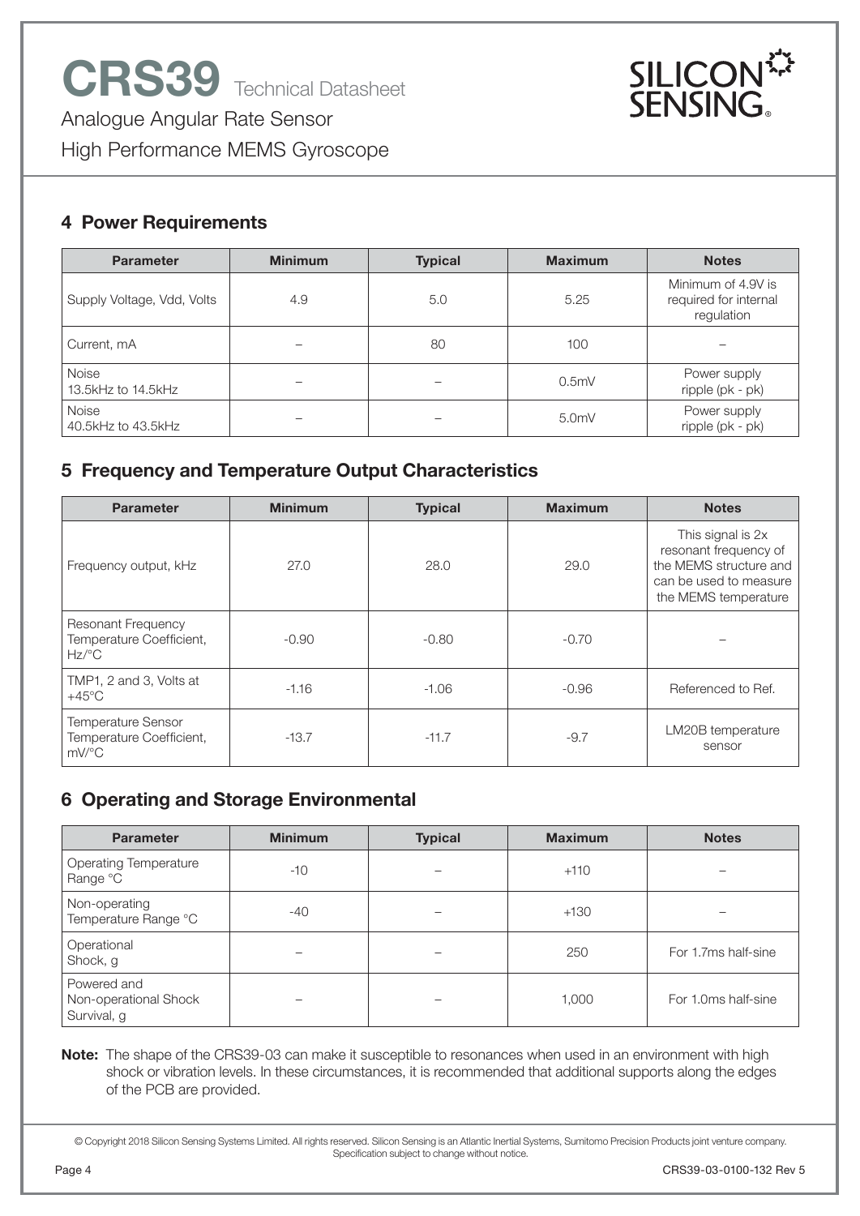## 4 Power Requirements

| Parameter | Minimum | Typical | Maximum | Notes |
|---|---|---|---|---|
| Supply Voltage, Vdd, Volts | 4.9 | 5.0 | 5.25 | Minimum of 4.9V is required for internal regulation |
| Current, mA | – | 80 | 100 | – |
| Noise 13.5kHz to 14.5kHz | – | – | 0.5mV | Power supply ripple (pk - pk) |
| Noise 40.5kHz to 43.5kHz | – | – | 5.0mV | Power supply ripple (pk - pk) |

## 5 Frequency and Temperature Output Characteristics

| Parameter | Minimum | Typical | Maximum | Notes |
|---|---|---|---|---|
| Frequency output, kHz | 27.0 | 28.0 | 29.0 | This signal is 2x resonant frequency of the MEMS structure and can be used to measure the MEMS temperature |
| Resonant Frequency Temperature Coefficient, Hz/°C | -0.90 | -0.80 | -0.70 | – |
| TMP1, 2 and 3, Volts at +45°C | -1.16 | -1.06 | -0.96 | Referenced to Ref. |
| Temperature Sensor Temperature Coefficient, mV/°C | -13.7 | -11.7 | -9.7 | LM20B temperature sensor |

## 6 Operating and Storage Environmental

| Parameter | Minimum | Typical | Maximum | Notes |
|---|---|---|---|---|
| Operating Temperature Range °C | -10 | – | +110 | – |
| Non-operating Temperature Range °C | -40 | – | +130 | – |
| Operational Shock, g | – | – | 250 | For 1.7ms half-sine |
| Powered and Non-operational Shock Survival, g | – | – | 1,000 | For 1.0ms half-sine |

**Note:** The shape of the CRS39-03 can make it susceptible to resonances when used in an environment with high shock or vibration levels. In these circumstances, it is recommended that additional supports along the edges of the PCB are provided.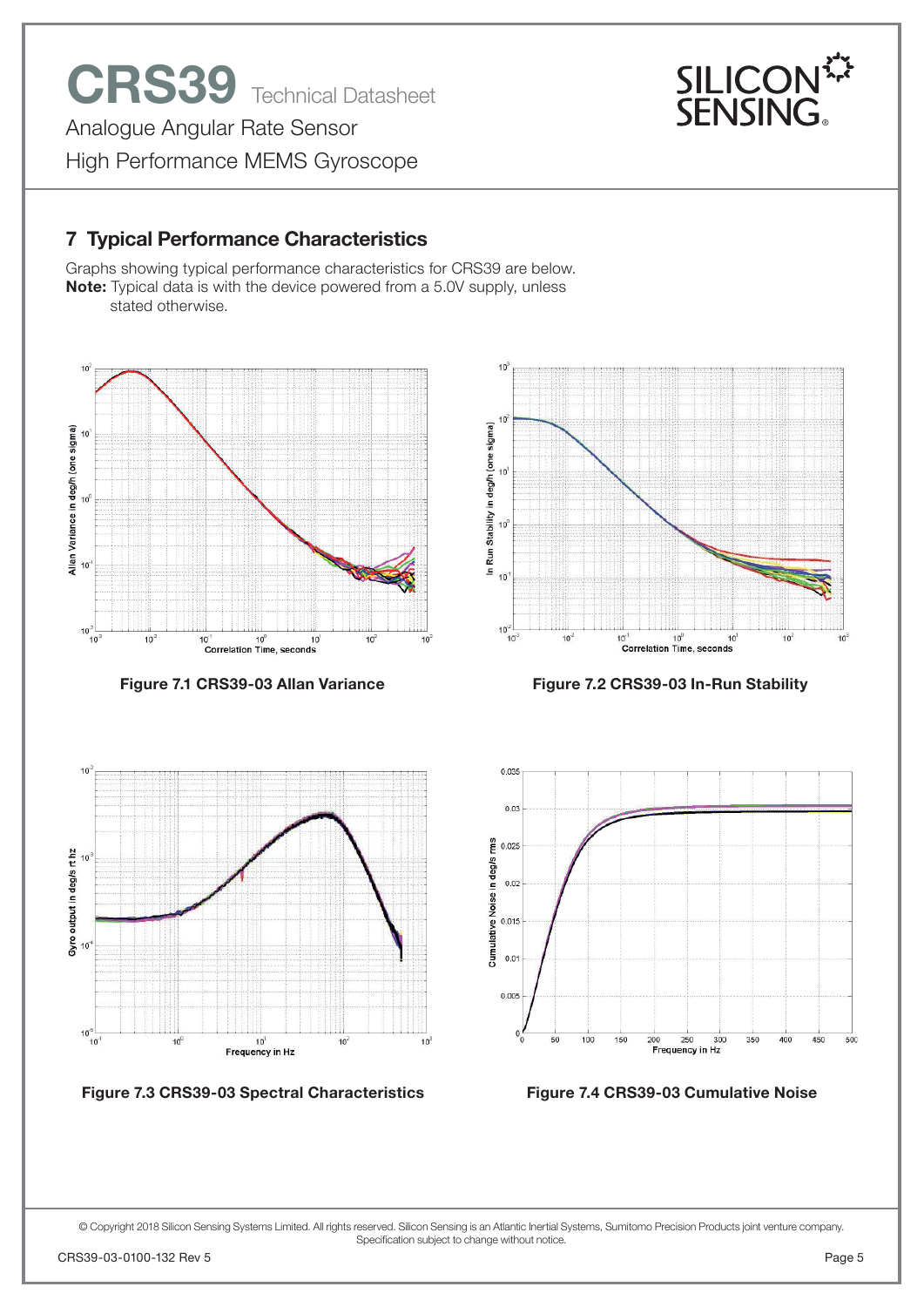## 7 Typical Performance Characteristics

Graphs showing typical performance characteristics for CRS39 are below.
**Note:** Typical data is with the device powered from a 5.0V supply, unless stated otherwise.

**Figure 7.1 CRS39-03 Allan Variance**

**Figure 7.2 CRS39-03 In-Run Stability**

**Figure 7.3 CRS39-03 Spectral Characteristics**

**Figure 7.4 CRS39-03 Cumulative Noise**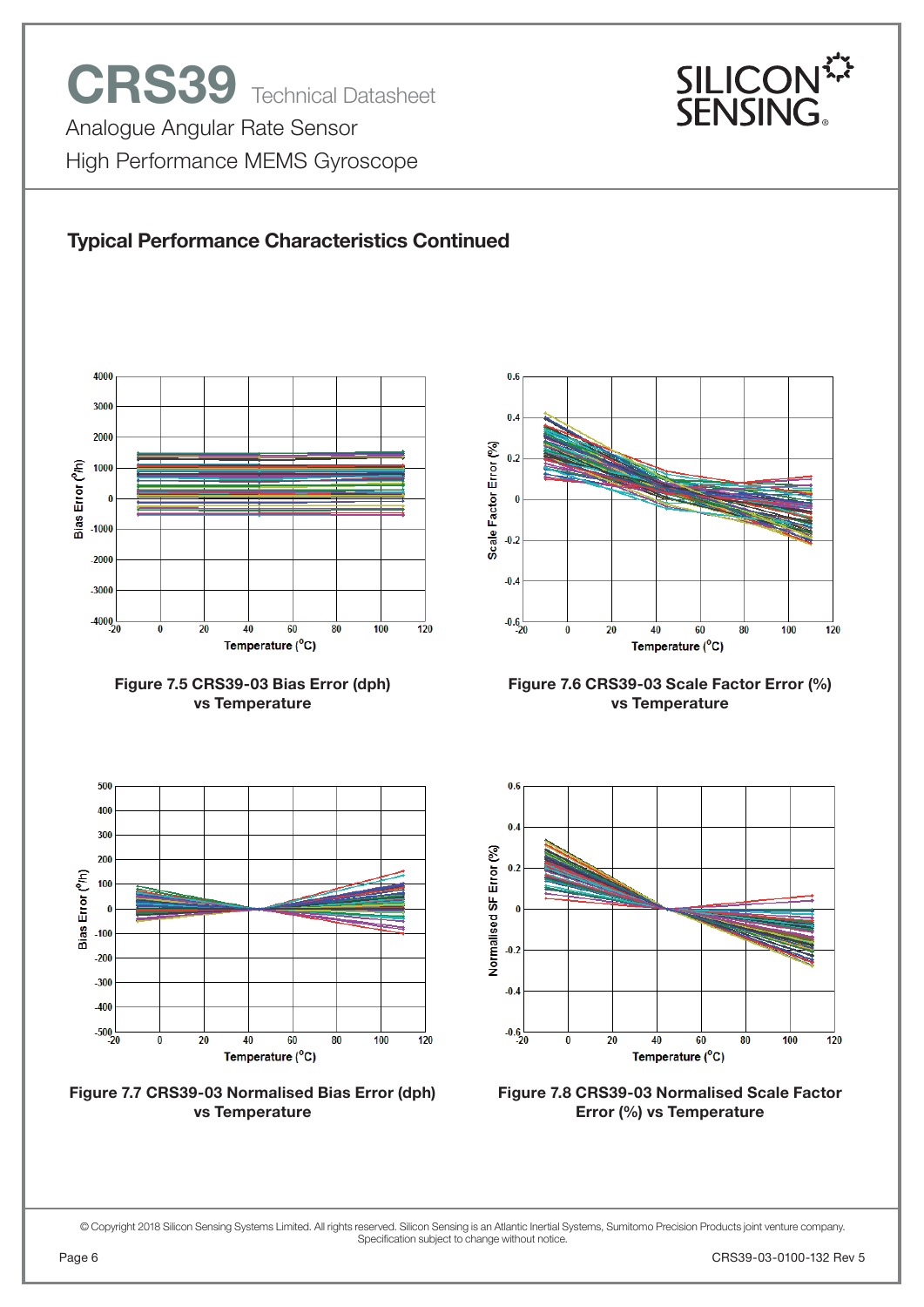## Typical Performance Characteristics Continued

Figure 7.5 CRS39-03 Bias Error (dph) vs Temperature

Figure 7.6 CRS39-03 Scale Factor Error (%) vs Temperature

Figure 7.7 CRS39-03 Normalised Bias Error (dph) vs Temperature

Figure 7.8 CRS39-03 Normalised Scale Factor Error (%) vs Temperature

© Copyright 2018 Silicon Sensing Systems Limited. All rights reserved. Silicon Sensing is an Atlantic Inertial Systems, Sumitomo Precision Products joint venture company. Specification subject to change without notice.

CRS39-03-0100-132 Rev 5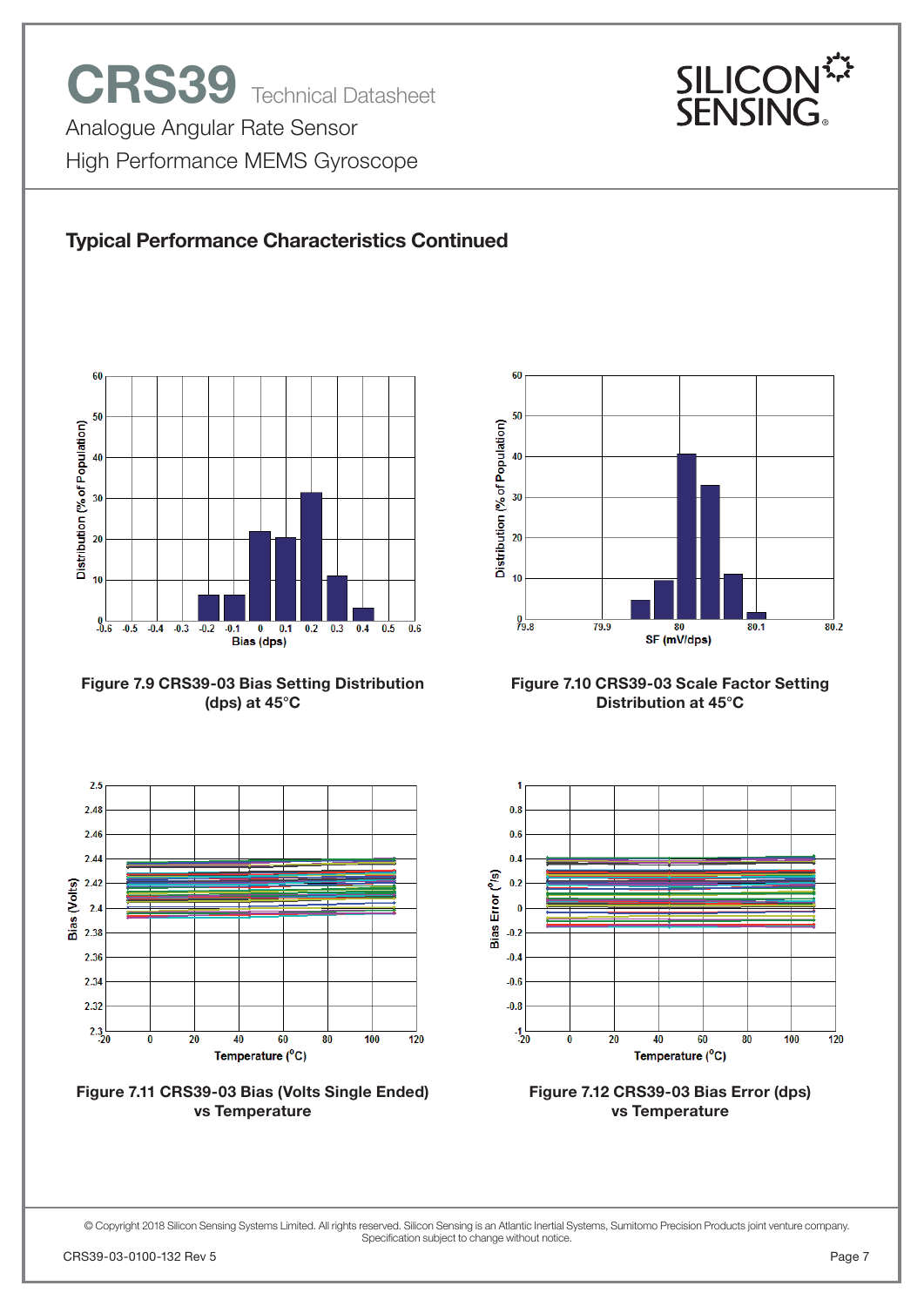## Typical Performance Characteristics Continued

Figure 7.9 CRS39-03 Bias Setting Distribution (dps) at 45°C

Figure 7.10 CRS39-03 Scale Factor Setting Distribution at 45°C

Figure 7.11 CRS39-03 Bias (Volts Single Ended) vs Temperature

Figure 7.12 CRS39-03 Bias Error (dps) vs Temperature

© Copyright 2018 Silicon Sensing Systems Limited. All rights reserved. Silicon Sensing is an Atlantic Inertial Systems, Sumitomo Precision Products joint venture company. Specification subject to change without notice.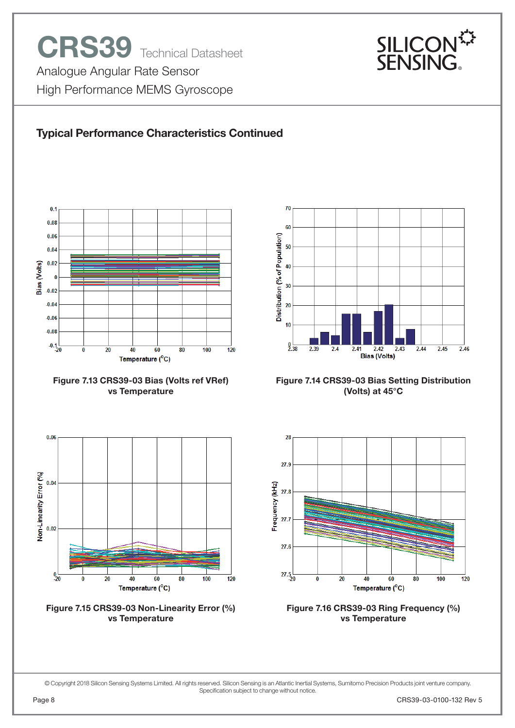## Typical Performance Characteristics Continued

Figure 7.13 CRS39-03 Bias (Volts ref VRef) vs Temperature

Figure 7.14 CRS39-03 Bias Setting Distribution (Volts) at 45°C

Figure 7.15 CRS39-03 Non-Linearity Error (%) vs Temperature

Figure 7.16 CRS39-03 Ring Frequency (%) vs Temperature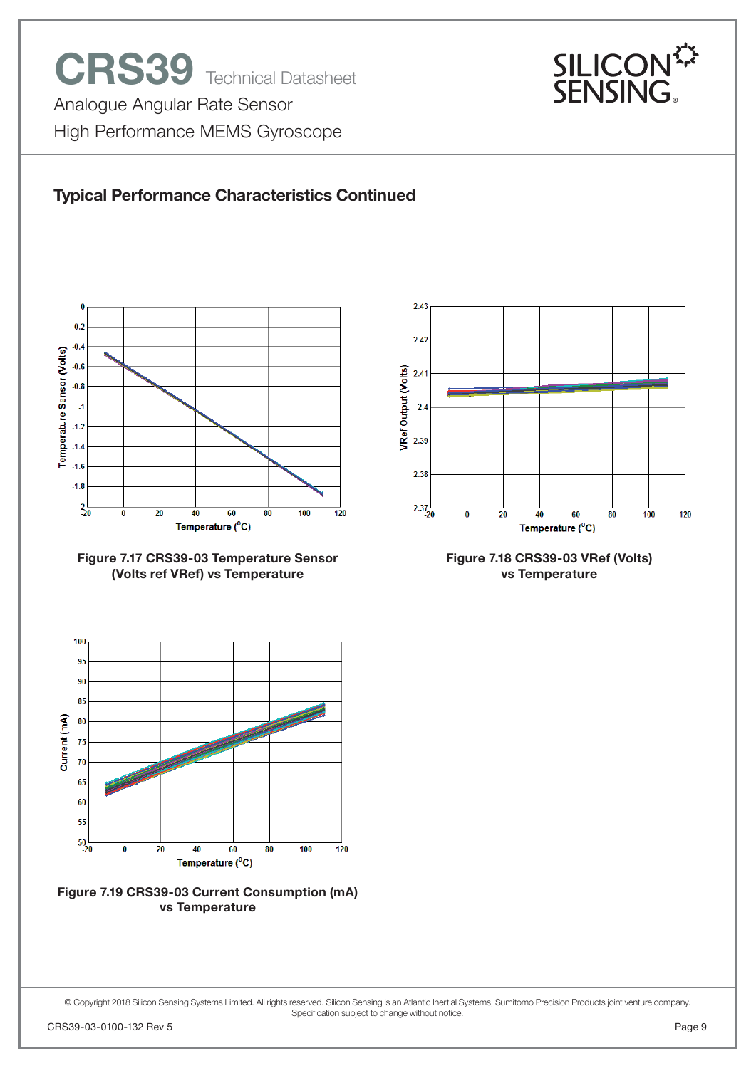## Typical Performance Characteristics Continued

**Figure 7.17 CRS39-03 Temperature Sensor (Volts ref VRef) vs Temperature**

**Figure 7.18 CRS39-03 VRef (Volts) vs Temperature**

**Figure 7.19 CRS39-03 Current Consumption (mA) vs Temperature**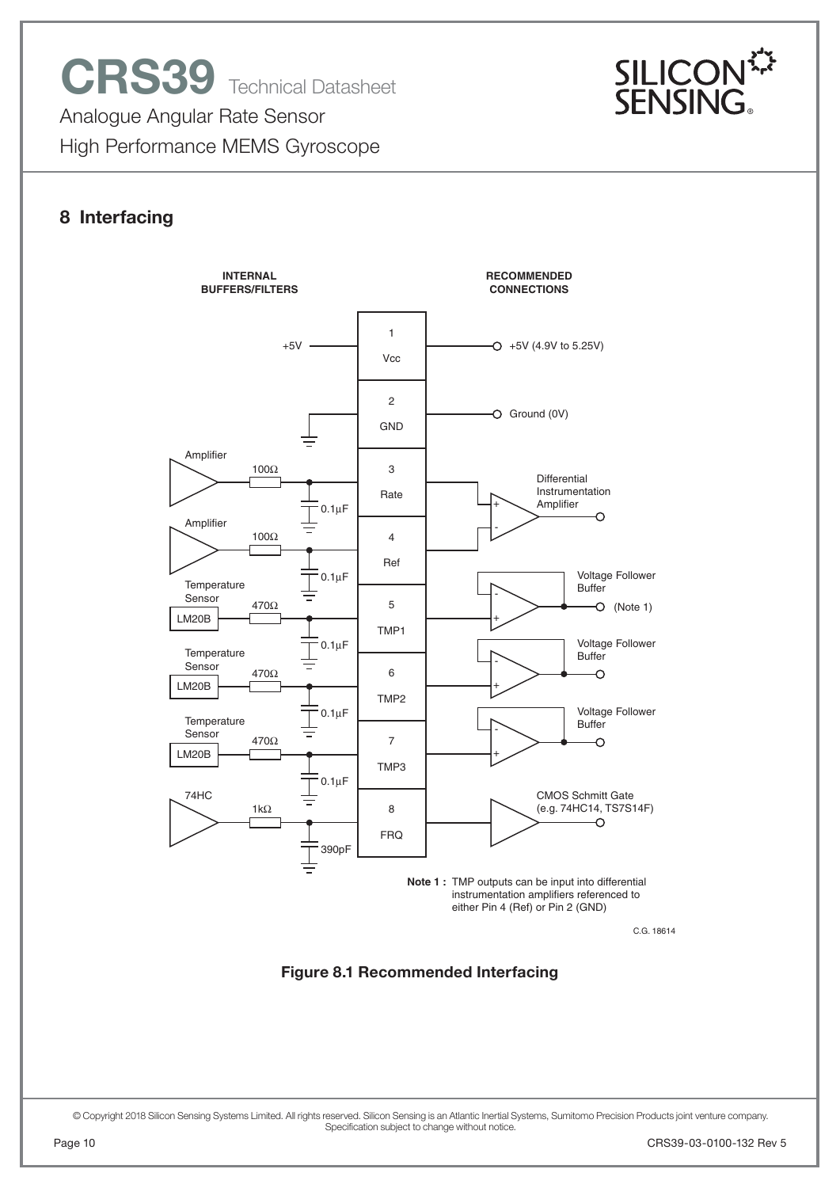## 8 Interfacing

INTERNAL BUFFERS/FILTERS

RECOMMENDED CONNECTIONS

| Internal | Pin | Recommended Connection |
| --- | --- | --- |
| +5V | 1 Vcc | +5V (4.9V to 5.25V) |
| Ground | 2 GND | Ground (0V) |
| Amplifier, 100Ω, 0.1µF | 3 Rate | Differential Instrumentation Amplifier (+) |
| Amplifier, 100Ω, 0.1µF | 4 Ref | Differential Instrumentation Amplifier (-) |
| Temperature Sensor LM20B, 470Ω, 0.1µF | 5 TMP1 | Voltage Follower Buffer (Note 1) |
| Temperature Sensor LM20B, 470Ω, 0.1µF | 6 TMP2 | Voltage Follower Buffer |
| Temperature Sensor LM20B, 470Ω, 0.1µF | 7 TMP3 | Voltage Follower Buffer |
| 74HC, 1kΩ, 390pF | 8 FRQ | CMOS Schmitt Gate (e.g. 74HC14, TS7S14F) |

**Note 1 :** TMP outputs can be input into differential instrumentation amplifiers referenced to either Pin 4 (Ref) or Pin 2 (GND)

C.G. 18614

**Figure 8.1 Recommended Interfacing**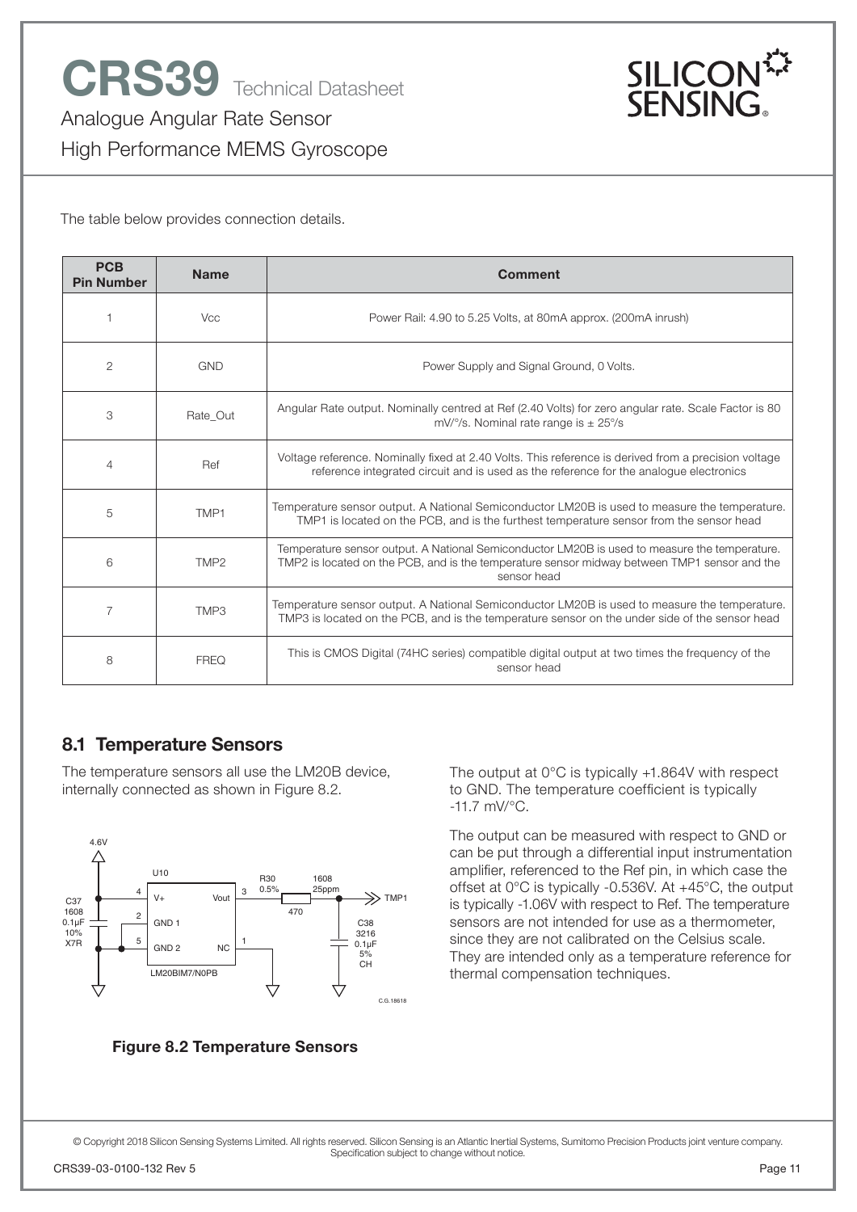The table below provides connection details.

| PCB Pin Number | Name | Comment |
|---|---|---|
| 1 | Vcc | Power Rail: 4.90 to 5.25 Volts, at 80mA approx. (200mA inrush) |
| 2 | GND | Power Supply and Signal Ground, 0 Volts. |
| 3 | Rate_Out | Angular Rate output. Nominally centred at Ref (2.40 Volts) for zero angular rate. Scale Factor is 80 mV/°/s. Nominal rate range is ± 25°/s |
| 4 | Ref | Voltage reference. Nominally fixed at 2.40 Volts. This reference is derived from a precision voltage reference integrated circuit and is used as the reference for the analogue electronics |
| 5 | TMP1 | Temperature sensor output. A National Semiconductor LM20B is used to measure the temperature. TMP1 is located on the PCB, and is the furthest temperature sensor from the sensor head |
| 6 | TMP2 | Temperature sensor output. A National Semiconductor LM20B is used to measure the temperature. TMP2 is located on the PCB, and is the temperature sensor midway between TMP1 sensor and the sensor head |
| 7 | TMP3 | Temperature sensor output. A National Semiconductor LM20B is used to measure the temperature. TMP3 is located on the PCB, and is the temperature sensor on the under side of the sensor head |
| 8 | FREQ | This is CMOS Digital (74HC series) compatible digital output at two times the frequency of the sensor head |

## 8.1 Temperature Sensors

The temperature sensors all use the LM20B device, internally connected as shown in Figure 8.2.

**Figure 8.2 Temperature Sensors**

The output at 0°C is typically +1.864V with respect to GND. The temperature coefficient is typically -11.7 mV/°C.

The output can be measured with respect to GND or can be put through a differential input instrumentation amplifier, referenced to the Ref pin, in which case the offset at 0°C is typically -0.536V. At +45°C, the output is typically -1.06V with respect to Ref. The temperature sensors are not intended for use as a thermometer, since they are not calibrated on the Celsius scale. They are intended only as a temperature reference for thermal compensation techniques.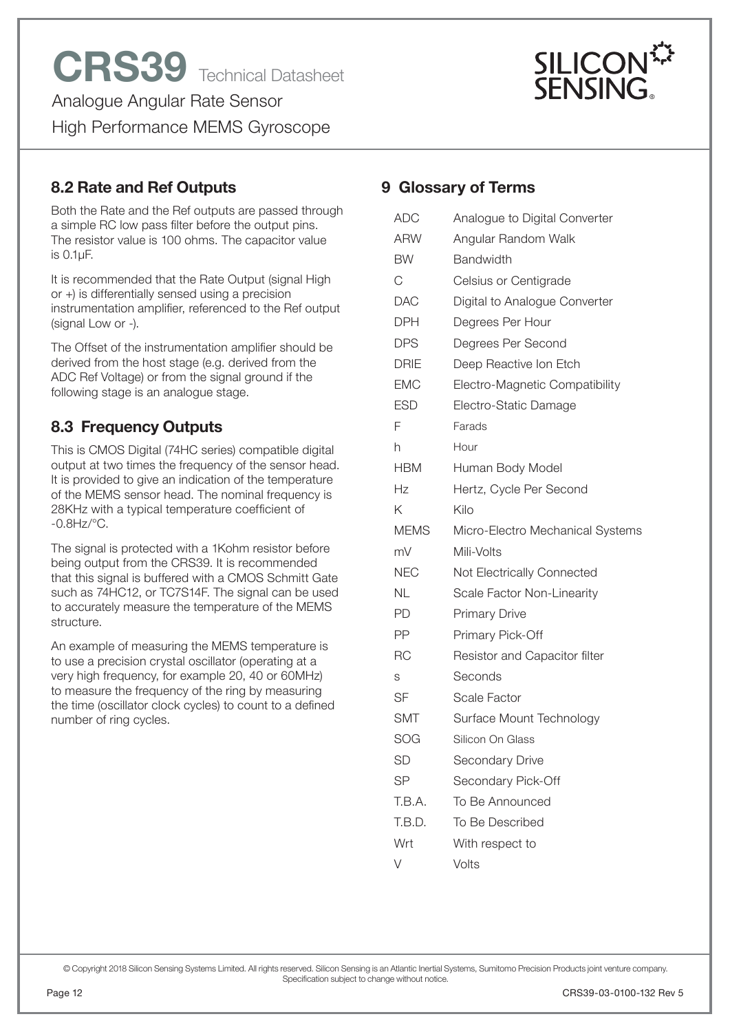## 8.2 Rate and Ref Outputs

Both the Rate and the Ref outputs are passed through a simple RC low pass filter before the output pins. The resistor value is 100 ohms. The capacitor value is 0.1µF.

It is recommended that the Rate Output (signal High or +) is differentially sensed using a precision instrumentation amplifier, referenced to the Ref output (signal Low or -).

The Offset of the instrumentation amplifier should be derived from the host stage (e.g. derived from the ADC Ref Voltage) or from the signal ground if the following stage is an analogue stage.

## 8.3 Frequency Outputs

This is CMOS Digital (74HC series) compatible digital output at two times the frequency of the sensor head. It is provided to give an indication of the temperature of the MEMS sensor head. The nominal frequency is 28KHz with a typical temperature coefficient of -0.8Hz/°C.

The signal is protected with a 1Kohm resistor before being output from the CRS39. It is recommended that this signal is buffered with a CMOS Schmitt Gate such as 74HC12, or TC7S14F. The signal can be used to accurately measure the temperature of the MEMS structure.

An example of measuring the MEMS temperature is to use a precision crystal oscillator (operating at a very high frequency, for example 20, 40 or 60MHz) to measure the frequency of the ring by measuring the time (oscillator clock cycles) to count to a defined number of ring cycles.

# 9 Glossary of Terms

| Term | Definition |
|---|---|
| ADC | Analogue to Digital Converter |
| ARW | Angular Random Walk |
| BW | Bandwidth |
| C | Celsius or Centigrade |
| DAC | Digital to Analogue Converter |
| DPH | Degrees Per Hour |
| DPS | Degrees Per Second |
| DRIE | Deep Reactive Ion Etch |
| EMC | Electro-Magnetic Compatibility |
| ESD | Electro-Static Damage |
| F | Farads |
| h | Hour |
| HBM | Human Body Model |
| Hz | Hertz, Cycle Per Second |
| K | Kilo |
| MEMS | Micro-Electro Mechanical Systems |
| mV | Mili-Volts |
| NEC | Not Electrically Connected |
| NL | Scale Factor Non-Linearity |
| PD | Primary Drive |
| PP | Primary Pick-Off |
| RC | Resistor and Capacitor filter |
| s | Seconds |
| SF | Scale Factor |
| SMT | Surface Mount Technology |
| SOG | Silicon On Glass |
| SD | Secondary Drive |
| SP | Secondary Pick-Off |
| T.B.A. | To Be Announced |
| T.B.D. | To Be Described |
| Wrt | With respect to |
| V | Volts |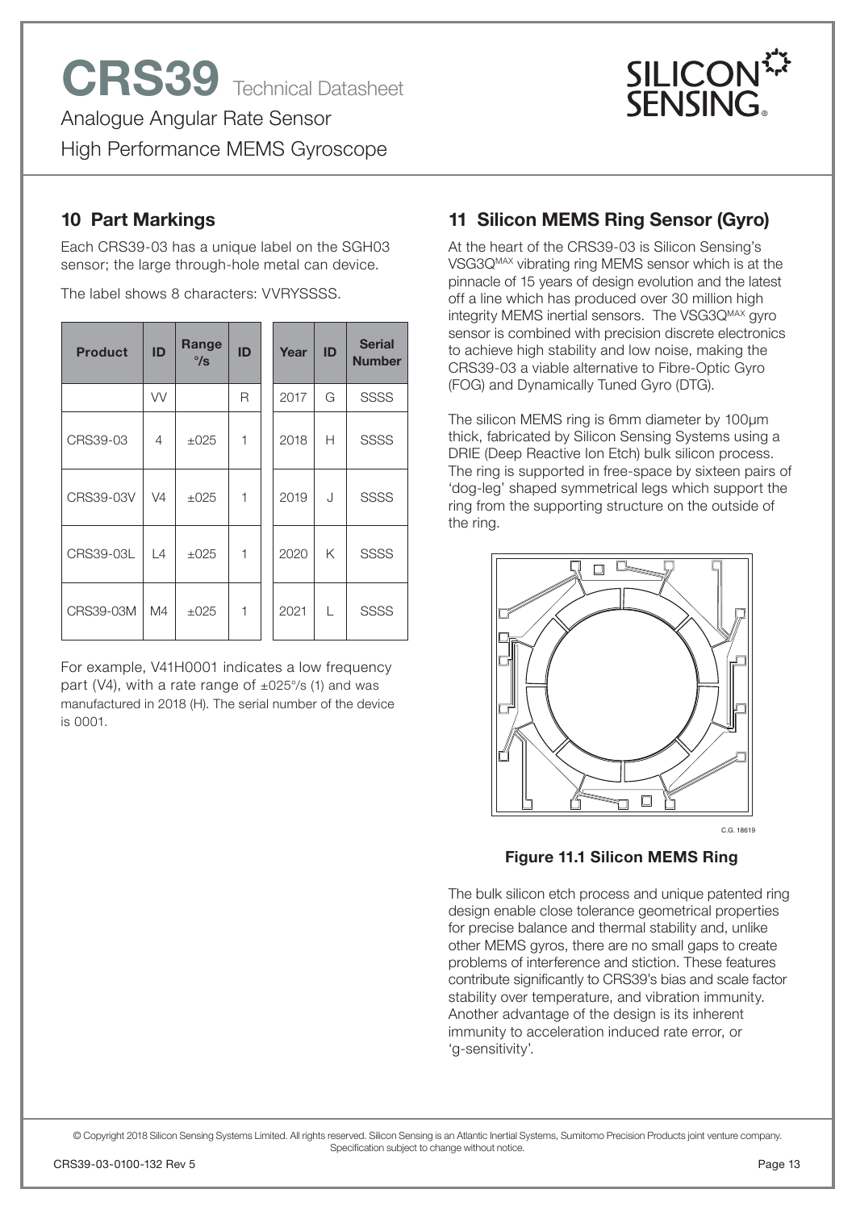## 10 Part Markings

Each CRS39-03 has a unique label on the SGH03 sensor; the large through-hole metal can device.

The label shows 8 characters: VVRYSSSS.

| Product | ID | Range °/s | ID | Year | ID | Serial Number |
|---|---|---|---|---|---|---|
| | VV | | R | 2017 | G | SSSS |
| CRS39-03 | 4 | ±025 | 1 | 2018 | H | SSSS |
| CRS39-03V | V4 | ±025 | 1 | 2019 | J | SSSS |
| CRS39-03L | L4 | ±025 | 1 | 2020 | K | SSSS |
| CRS39-03M | M4 | ±025 | 1 | 2021 | L | SSSS |

For example, V41H0001 indicates a low frequency part (V4), with a rate range of ±025°/s (1) and was manufactured in 2018 (H). The serial number of the device is 0001.

## 11 Silicon MEMS Ring Sensor (Gyro)

At the heart of the CRS39-03 is Silicon Sensing's VSG3Q[MAX] vibrating ring MEMS sensor which is at the pinnacle of 15 years of design evolution and the latest off a line which has produced over 30 million high integrity MEMS inertial sensors. The VSG3Q[MAX] gyro sensor is combined with precision discrete electronics to achieve high stability and low noise, making the CRS39-03 a viable alternative to Fibre-Optic Gyro (FOG) and Dynamically Tuned Gyro (DTG).

The silicon MEMS ring is 6mm diameter by 100μm thick, fabricated by Silicon Sensing Systems using a DRIE (Deep Reactive Ion Etch) bulk silicon process. The ring is supported in free-space by sixteen pairs of 'dog-leg' shaped symmetrical legs which support the ring from the supporting structure on the outside of the ring.

C.G. 18619

**Figure 11.1 Silicon MEMS Ring**

The bulk silicon etch process and unique patented ring design enable close tolerance geometrical properties for precise balance and thermal stability and, unlike other MEMS gyros, there are no small gaps to create problems of interference and stiction. These features contribute significantly to CRS39's bias and scale factor stability over temperature, and vibration immunity. Another advantage of the design is its inherent immunity to acceleration induced rate error, or 'g-sensitivity'.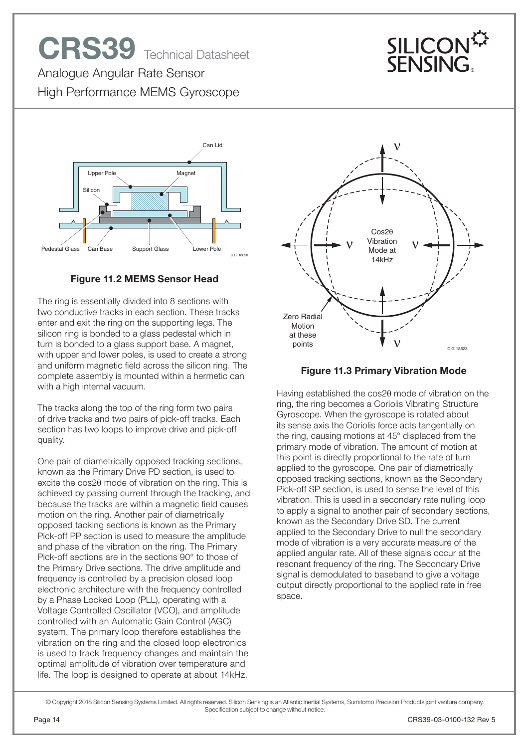**Figure 11.2 MEMS Sensor Head**

The ring is essentially divided into 8 sections with two conductive tracks in each section. These tracks enter and exit the ring on the supporting legs. The silicon ring is bonded to a glass pedestal which in turn is bonded to a glass support base. A magnet, with upper and lower poles, is used to create a strong and uniform magnetic field across the silicon ring. The complete assembly is mounted within a hermetic can with a high internal vacuum.

The tracks along the top of the ring form two pairs of drive tracks and two pairs of pick-off tracks. Each section has two loops to improve drive and pick-off quality.

One pair of diametrically opposed tracking sections, known as the Primary Drive PD section, is used to excite the cos2θ mode of vibration on the ring. This is achieved by passing current through the tracking, and because the tracks are within a magnetic field causes motion on the ring. Another pair of diametrically opposed tacking sections is known as the Primary Pick-off PP section is used to measure the amplitude and phase of the vibration on the ring. The Primary Pick-off sections are in the sections 90° to those of the Primary Drive sections. The drive amplitude and frequency is controlled by a precision closed loop electronic architecture with the frequency controlled by a Phase Locked Loop (PLL), operating with a Voltage Controlled Oscillator (VCO), and amplitude controlled with an Automatic Gain Control (AGC) system. The primary loop therefore establishes the vibration on the ring and the closed loop electronics is used to track frequency changes and maintain the optimal amplitude of vibration over temperature and life. The loop is designed to operate at about 14kHz.

**Figure 11.3 Primary Vibration Mode**

Having established the cos2θ mode of vibration on the ring, the ring becomes a Coriolis Vibrating Structure Gyroscope. When the gyroscope is rotated about its sense axis the Coriolis force acts tangentially on the ring, causing motions at 45° displaced from the primary mode of vibration. The amount of motion at this point is directly proportional to the rate of turn applied to the gyroscope. One pair of diametrically opposed tracking sections, known as the Secondary Pick-off SP section, is used to sense the level of this vibration. This is used in a secondary rate nulling loop to apply a signal to another pair of secondary sections, known as the Secondary Drive SD. The current applied to the Secondary Drive to null the secondary mode of vibration is a very accurate measure of the applied angular rate. All of these signals occur at the resonant frequency of the ring. The Secondary Drive signal is demodulated to baseband to give a voltage output directly proportional to the applied rate in free space.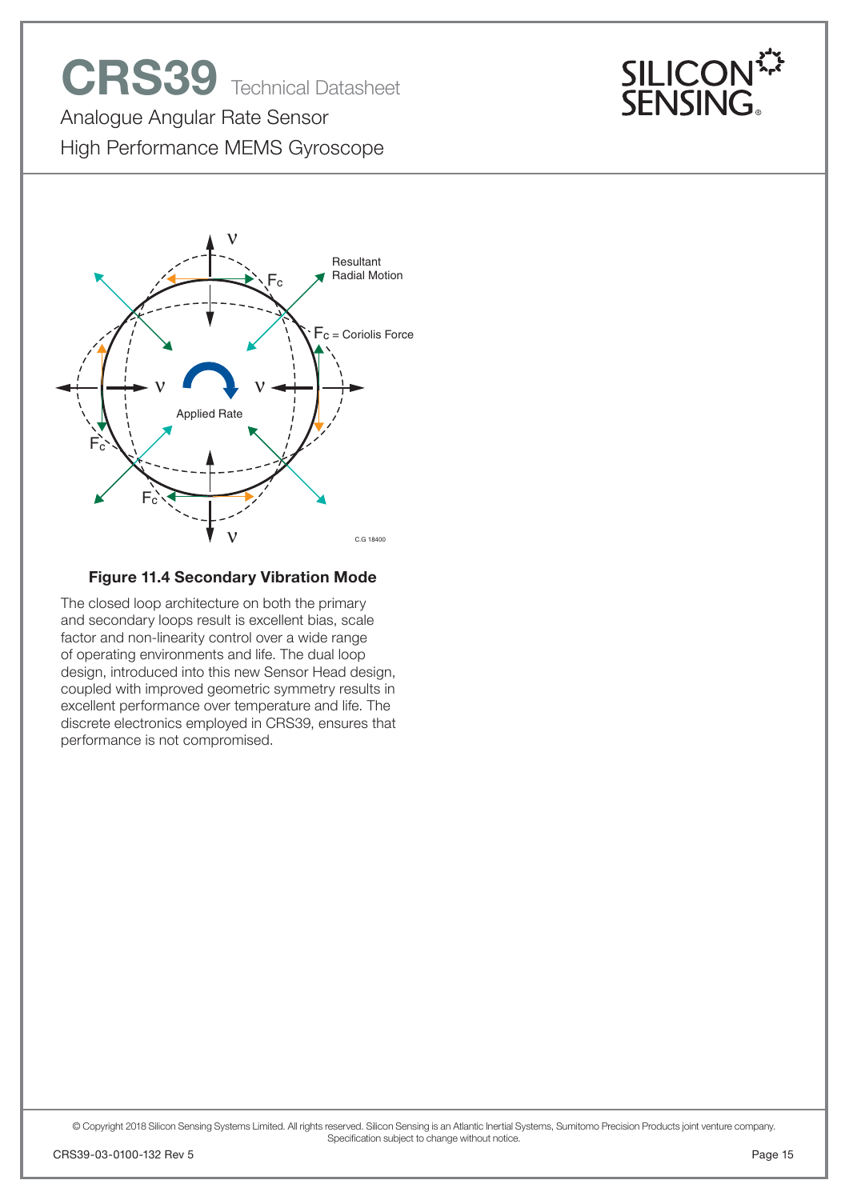**Figure 11.4 Secondary Vibration Mode**

The closed loop architecture on both the primary and secondary loops result is excellent bias, scale factor and non-linearity control over a wide range of operating environments and life. The dual loop design, introduced into this new Sensor Head design, coupled with improved geometric symmetry results in excellent performance over temperature and life. The discrete electronics employed in CRS39, ensures that performance is not compromised.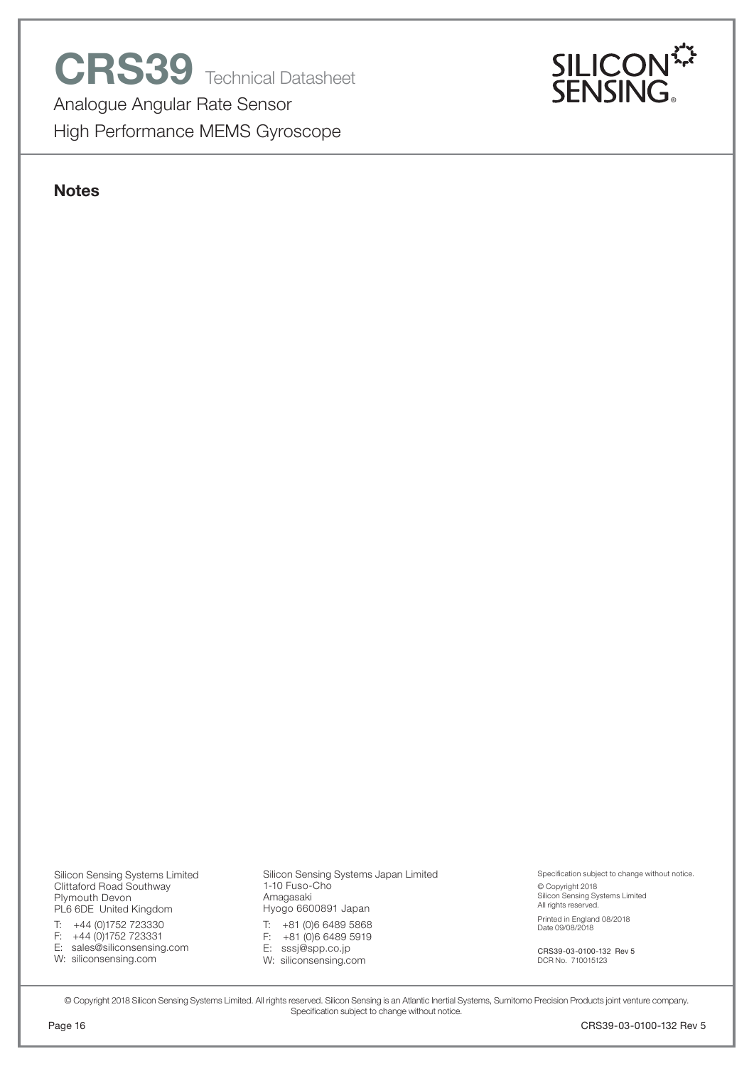## Notes

Silicon Sensing Systems Limited
Clittaford Road Southway
Plymouth Devon
PL6 6DE United Kingdom

T: +44 (0)1752 723330
F: +44 (0)1752 723331
E: sales@siliconsensing.com
W: siliconsensing.com

Silicon Sensing Systems Japan Limited
1-10 Fuso-Cho
Amagasaki
Hyogo 6600891 Japan

T: +81 (0)6 6489 5868
F: +81 (0)6 6489 5919
E: sssj@spp.co.jp
W: siliconsensing.com

Specification subject to change without notice.

© Copyright 2018
Silicon Sensing Systems Limited
All rights reserved.

Printed in England 08/2018
Date 09/08/2018

CRS39-03-0100-132 Rev 5
DCR No. 710015123

© Copyright 2018 Silicon Sensing Systems Limited. All rights reserved. Silicon Sensing is an Atlantic Inertial Systems, Sumitomo Precision Products joint venture company. Specification subject to change without notice.